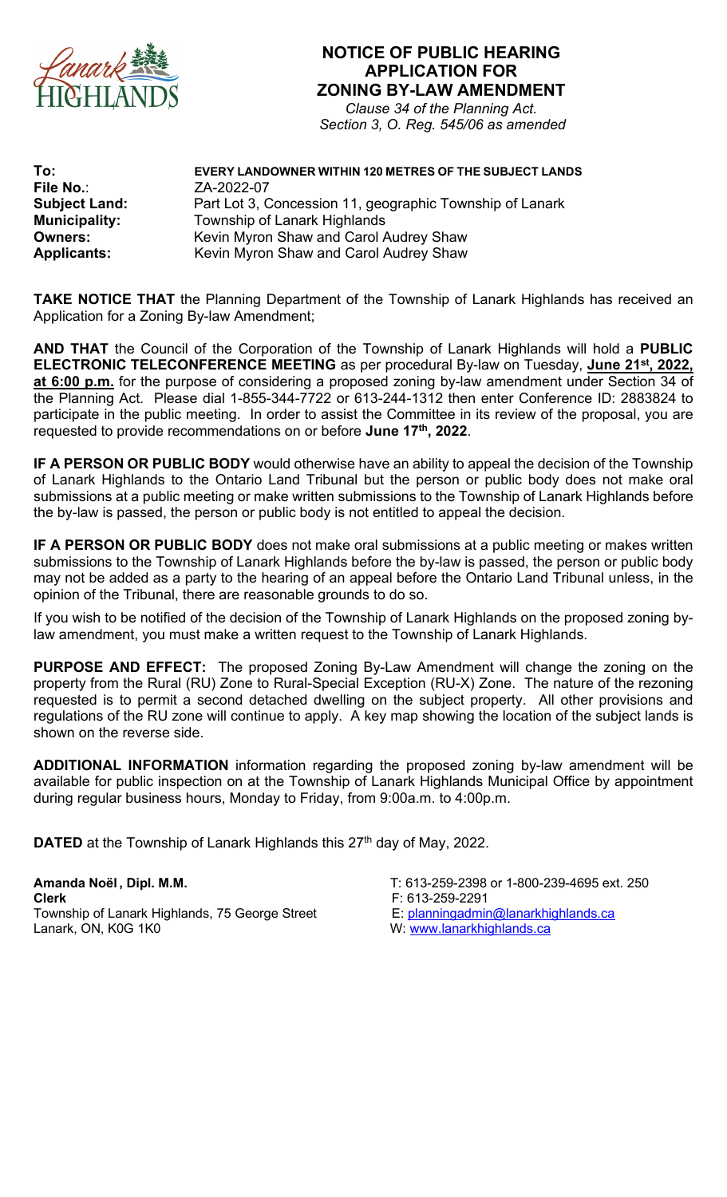# NOTICE OF PUBLIC HEARING
## APPLICATION FOR
## ZONING BY-LAW AMENDMENT

*Clause 34 of the Planning Act.*
*Section 3, O. Reg. 545/06 as amended*

**To:** **EVERY LANDOWNER WITHIN 120 METRES OF THE SUBJECT LANDS**
**File No.**: ZA-2022-07
**Subject Land:** Part Lot 3, Concession 11, geographic Township of Lanark
**Municipality:** Township of Lanark Highlands
**Owners:** Kevin Myron Shaw and Carol Audrey Shaw
**Applicants:** Kevin Myron Shaw and Carol Audrey Shaw

**TAKE NOTICE THAT** the Planning Department of the Township of Lanark Highlands has received an Application for a Zoning By-law Amendment;

**AND THAT** the Council of the Corporation of the Township of Lanark Highlands will hold a **PUBLIC ELECTRONIC TELECONFERENCE MEETING** as per procedural By-law on Tuesday, **June 21st, 2022, at 6:00 p.m.** for the purpose of considering a proposed zoning by-law amendment under Section 34 of the Planning Act. Please dial 1-855-344-7722 or 613-244-1312 then enter Conference ID: 2883824 to participate in the public meeting. In order to assist the Committee in its review of the proposal, you are requested to provide recommendations on or before **June 17th, 2022**.

**IF A PERSON OR PUBLIC BODY** would otherwise have an ability to appeal the decision of the Township of Lanark Highlands to the Ontario Land Tribunal but the person or public body does not make oral submissions at a public meeting or make written submissions to the Township of Lanark Highlands before the by-law is passed, the person or public body is not entitled to appeal the decision.

**IF A PERSON OR PUBLIC BODY** does not make oral submissions at a public meeting or makes written submissions to the Township of Lanark Highlands before the by-law is passed, the person or public body may not be added as a party to the hearing of an appeal before the Ontario Land Tribunal unless, in the opinion of the Tribunal, there are reasonable grounds to do so.

If you wish to be notified of the decision of the Township of Lanark Highlands on the proposed zoning by-law amendment, you must make a written request to the Township of Lanark Highlands.

**PURPOSE AND EFFECT:** The proposed Zoning By-Law Amendment will change the zoning on the property from the Rural (RU) Zone to Rural-Special Exception (RU-X) Zone. The nature of the rezoning requested is to permit a second detached dwelling on the subject property. All other provisions and regulations of the RU zone will continue to apply. A key map showing the location of the subject lands is shown on the reverse side.

**ADDITIONAL INFORMATION** information regarding the proposed zoning by-law amendment will be available for public inspection on at the Township of Lanark Highlands Municipal Office by appointment during regular business hours, Monday to Friday, from 9:00a.m. to 4:00p.m.

**DATED** at the Township of Lanark Highlands this 27th day of May, 2022.

**Amanda Noël, Dipl. M.M.**
**Clerk**
Township of Lanark Highlands, 75 George Street
Lanark, ON, K0G 1K0

T: 613-259-2398 or 1-800-239-4695 ext. 250
F: 613-259-2291
E: planningadmin@lanarkhighlands.ca
W: www.lanarkhighlands.ca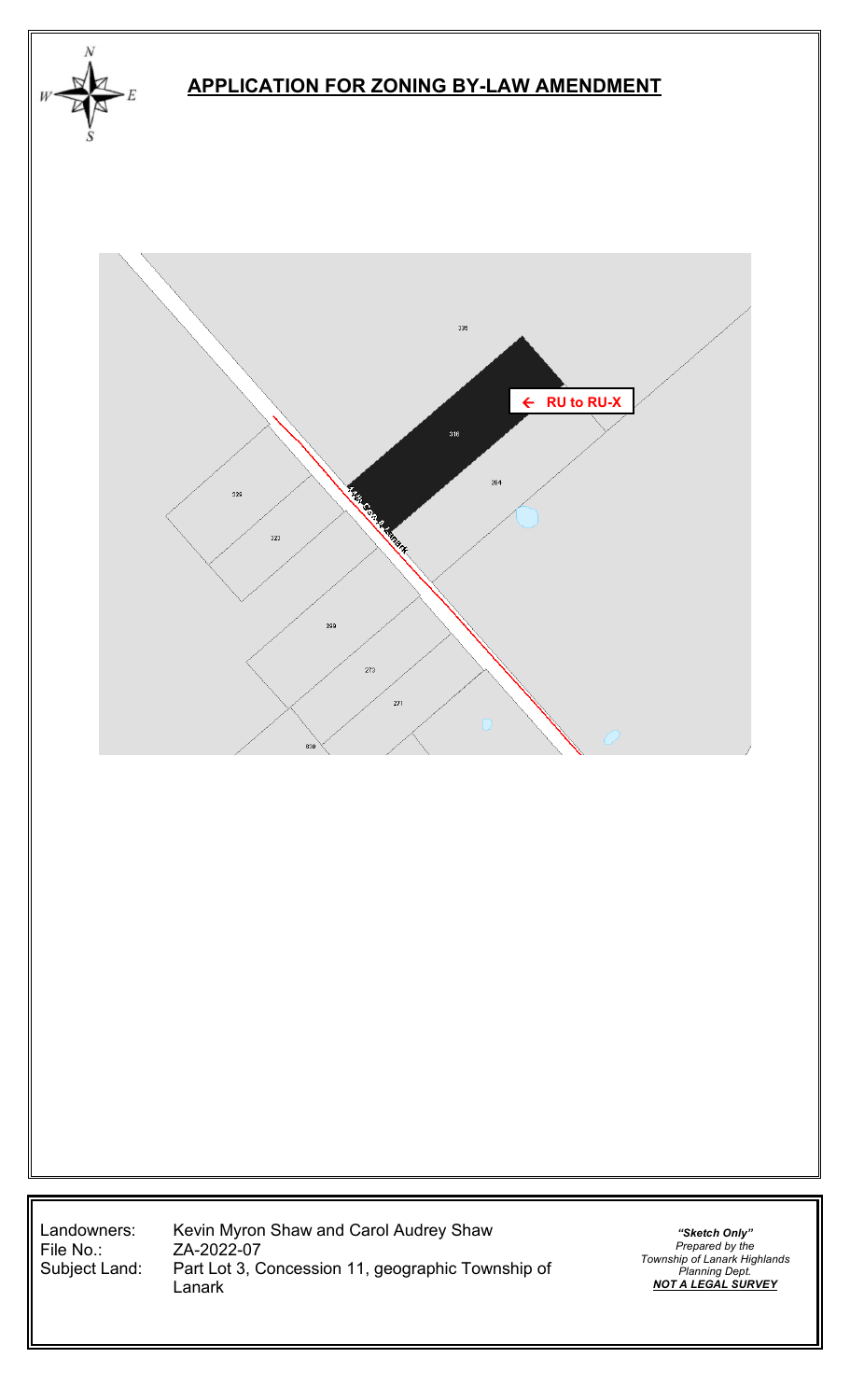## APPLICATION FOR ZONING BY-LAW AMENDMENT

N
W E
S

336

← RU to RU-X

318

294

11th Con. A Lanark

329

323

299

273

271

800

Landowners: Kevin Myron Shaw and Carol Audrey Shaw
File No.: ZA-2022-07
Subject Land: Part Lot 3, Concession 11, geographic Township of Lanark

***"Sketch Only"***
*Prepared by the Township of Lanark Highlands Planning Dept.*
***NOT A LEGAL SURVEY***